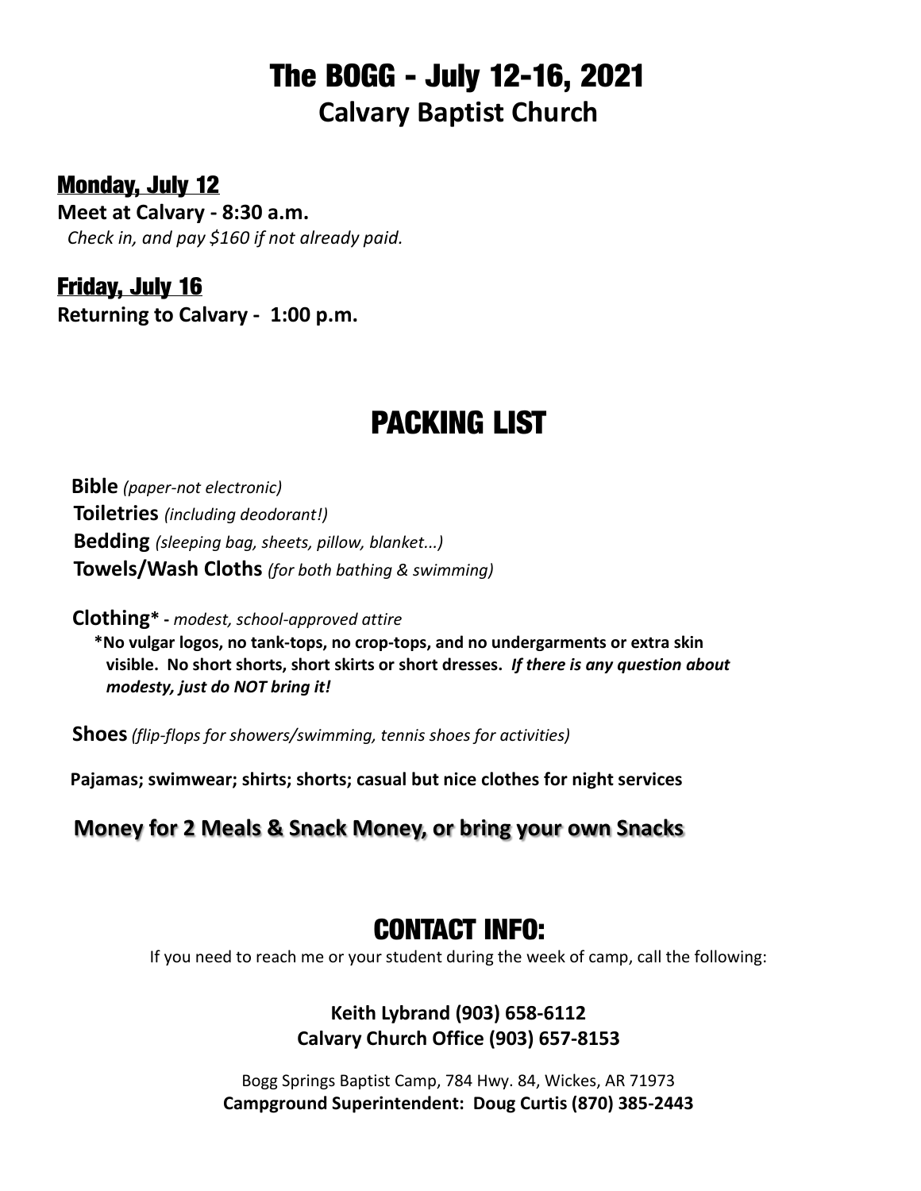# The BOGG - July 12-16, 2021

## Calvary Baptist Church

### Monday, July 12

**Meet at Calvary - 8:30 a.m.**

*Check in, and pay $160 if not already paid.*

### Friday, July 16

**Returning to Calvary - 1:00 p.m.**

## PACKING LIST

**Bible** *(paper-not electronic)*

**Toiletries** *(including deodorant!)*

**Bedding** *(sleeping bag, sheets, pillow, blanket...)*

**Towels/Wash Cloths** *(for both bathing & swimming)*

**Clothing\* -** *modest, school-approved attire*

**\*No vulgar logos, no tank-tops, no crop-tops, and no undergarments or extra skin visible. No short shorts, short skirts or short dresses.** ***If there is any question about modesty, just do NOT bring it!***

**Shoes** *(flip-flops for showers/swimming, tennis shoes for activities)*

**Pajamas; swimwear; shirts; shorts; casual but nice clothes for night services**

**Money for 2 Meals & Snack Money, or bring your own Snacks**

## CONTACT INFO:

If you need to reach me or your student during the week of camp, call the following:

**Keith Lybrand (903) 658-6112**
**Calvary Church Office (903) 657-8153**

Bogg Springs Baptist Camp, 784 Hwy. 84, Wickes, AR 71973
**Campground Superintendent: Doug Curtis (870) 385-2443**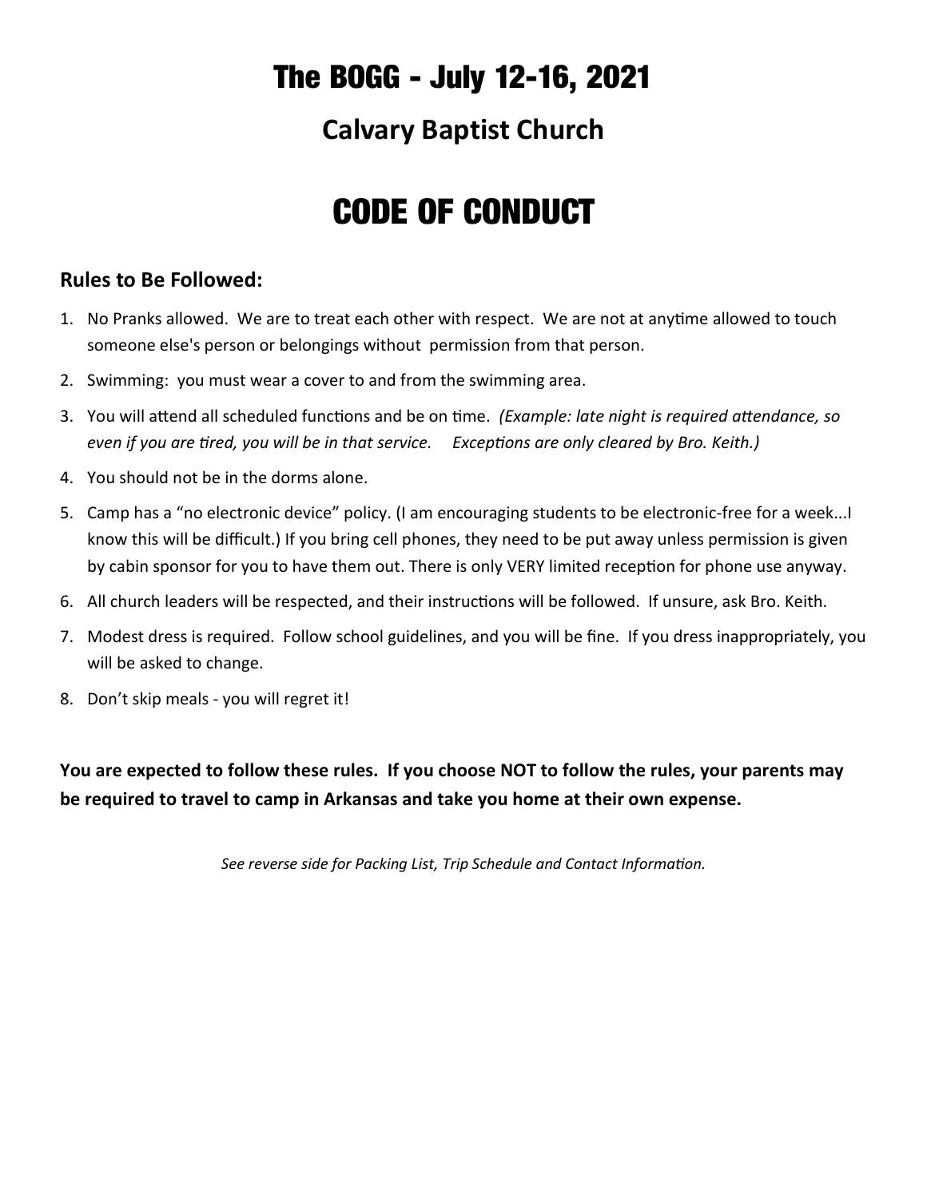# The BOGG - July 12-16, 2021

## Calvary Baptist Church

# CODE OF CONDUCT

### Rules to Be Followed:

1. No Pranks allowed. We are to treat each other with respect. We are not at anytime allowed to touch someone else's person or belongings without permission from that person.
2. Swimming: you must wear a cover to and from the swimming area.
3. You will attend all scheduled functions and be on time. *(Example: late night is required attendance, so even if you are tired, you will be in that service. Exceptions are only cleared by Bro. Keith.)*
4. You should not be in the dorms alone.
5. Camp has a "no electronic device" policy. (I am encouraging students to be electronic-free for a week...I know this will be difficult.) If you bring cell phones, they need to be put away unless permission is given by cabin sponsor for you to have them out. There is only VERY limited reception for phone use anyway.
6. All church leaders will be respected, and their instructions will be followed. If unsure, ask Bro. Keith.
7. Modest dress is required. Follow school guidelines, and you will be fine. If you dress inappropriately, you will be asked to change.
8. Don't skip meals - you will regret it!

**You are expected to follow these rules. If you choose NOT to follow the rules, your parents may be required to travel to camp in Arkansas and take you home at their own expense.**

*See reverse side for Packing List, Trip Schedule and Contact Information.*